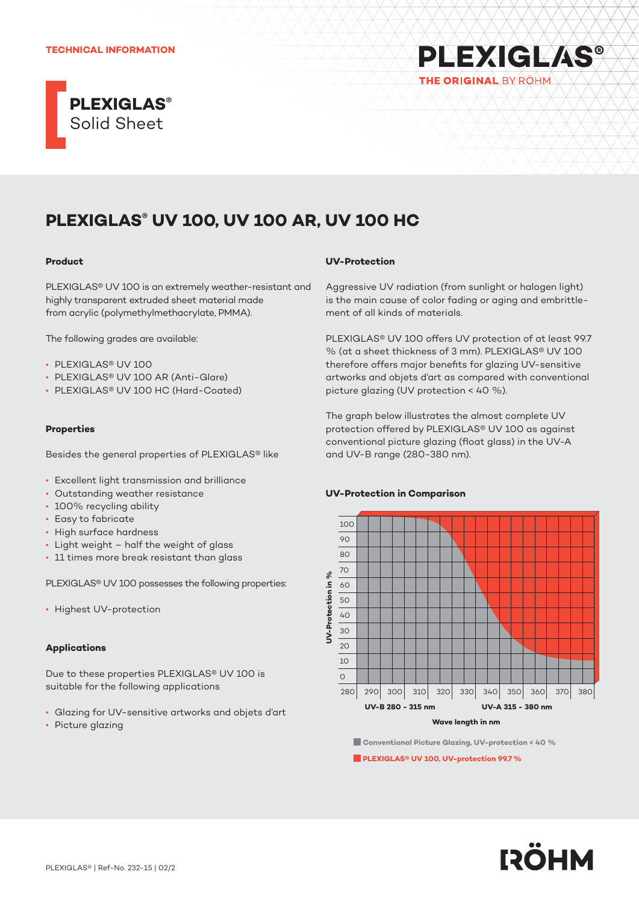TECHNICAL INFORMATION

# PLEXIGLAS® Solid Sheet

## PLEXIGLAS® UV 100, UV 100 AR, UV 100 HC

### Product

PLEXIGLAS® UV 100 is an extremely weather-resistant and highly transparent extruded sheet material made from acrylic (polymethylmethacrylate, PMMA).

The following grades are available:

- PLEXIGLAS® UV 100
- PLEXIGLAS® UV 100 AR (Anti-Glare)
- PLEXIGLAS® UV 100 HC (Hard-Coated)

### Properties

Besides the general properties of PLEXIGLAS® like

- Excellent light transmission and brilliance
- Outstanding weather resistance
- 100% recycling ability
- Easy to fabricate
- High surface hardness
- Light weight – half the weight of glass
- 11 times more break resistant than glass

PLEXIGLAS® UV 100 possesses the following properties:

- Highest UV-protection

### Applications

Due to these properties PLEXIGLAS® UV 100 is suitable for the following applications

- Glazing for UV-sensitive artworks and objets d'art
- Picture glazing

### UV-Protection

Aggressive UV radiation (from sunlight or halogen light) is the main cause of color fading or aging and embrittlement of all kinds of materials.

PLEXIGLAS® UV 100 offers UV protection of at least 99.7 % (at a sheet thickness of 3 mm). PLEXIGLAS® UV 100 therefore offers major benefits for glazing UV-sensitive artworks and objets d'art as compared with conventional picture glazing (UV protection < 40 %).

The graph below illustrates the almost complete UV protection offered by PLEXIGLAS® UV 100 as against conventional picture glazing (float glass) in the UV-A and UV-B range (280-380 nm).

### UV-Protection in Comparison

Conventional Picture Glazing, UV-protection < 40 %

PLEXIGLAS® UV 100, UV-protection 99.7 %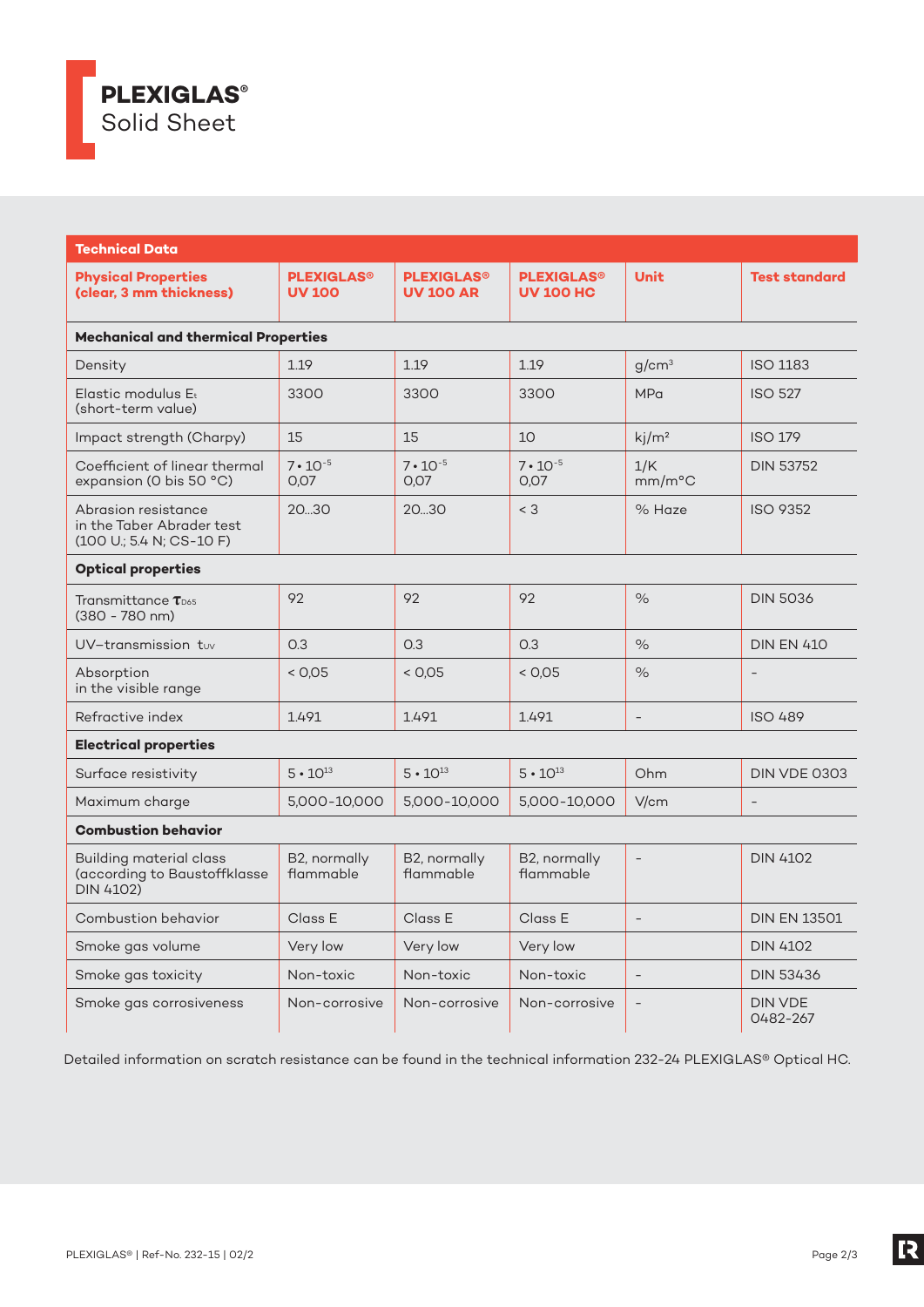# PLEXIGLAS®
Solid Sheet

| Technical Data | | | | | |
|---|---|---|---|---|---|
| **Physical Properties (clear, 3 mm thickness)** | **PLEXIGLAS® UV 100** | **PLEXIGLAS® UV 100 AR** | **PLEXIGLAS® UV 100 HC** | **Unit** | **Test standard** |
| **Mechanical and thermical Properties** | | | | | |
| Density | 1.19 | 1.19 | 1.19 | $g/cm^3$ | ISO 1183 |
| Elastic modulus $E_t$ (short-term value) | 3300 | 3300 | 3300 | MPa | ISO 527 |
| Impact strength (Charpy) | 15 | 15 | 10 | kj/m² | ISO 179 |
| Coefficient of linear thermal expansion (0 bis 50 °C) | $7 \cdot 10^{-5}$ 0,07 | $7 \cdot 10^{-5}$ 0,07 | $7 \cdot 10^{-5}$ 0,07 | 1/K mm/m°C | DIN 53752 |
| Abrasion resistance in the Taber Abrader test (100 U.; 5.4 N; CS-10 F) | 20...30 | 20...30 | < 3 | % Haze | ISO 9352 |
| **Optical properties** | | | | | |
| Transmittance $\tau_{D65}$ (380 - 780 nm) | 92 | 92 | 92 | % | DIN 5036 |
| UV–transmission $t_{UV}$ | 0.3 | 0.3 | 0.3 | % | DIN EN 410 |
| Absorption in the visible range | < 0,05 | < 0,05 | < 0,05 | % | - |
| Refractive index | 1.491 | 1.491 | 1.491 | - | ISO 489 |
| **Electrical properties** | | | | | |
| Surface resistivity | $5 \cdot 10^{13}$ | $5 \cdot 10^{13}$ | $5 \cdot 10^{13}$ | Ohm | DIN VDE 0303 |
| Maximum charge | 5,000-10,000 | 5,000-10,000 | 5,000-10,000 | V/cm | - |
| **Combustion behavior** | | | | | |
| Building material class (according to Baustoffklasse DIN 4102) | B2, normally flammable | B2, normally flammable | B2, normally flammable | - | DIN 4102 |
| Combustion behavior | Class E | Class E | Class E | - | DIN EN 13501 |
| Smoke gas volume | Very low | Very low | Very low | | DIN 4102 |
| Smoke gas toxicity | Non-toxic | Non-toxic | Non-toxic | - | DIN 53436 |
| Smoke gas corrosiveness | Non-corrosive | Non-corrosive | Non-corrosive | - | DIN VDE 0482-267 |

Detailed information on scratch resistance can be found in the technical information 232-24 PLEXIGLAS® Optical HC.

PLEXIGLAS® | Ref-No. 232-15 | 02/2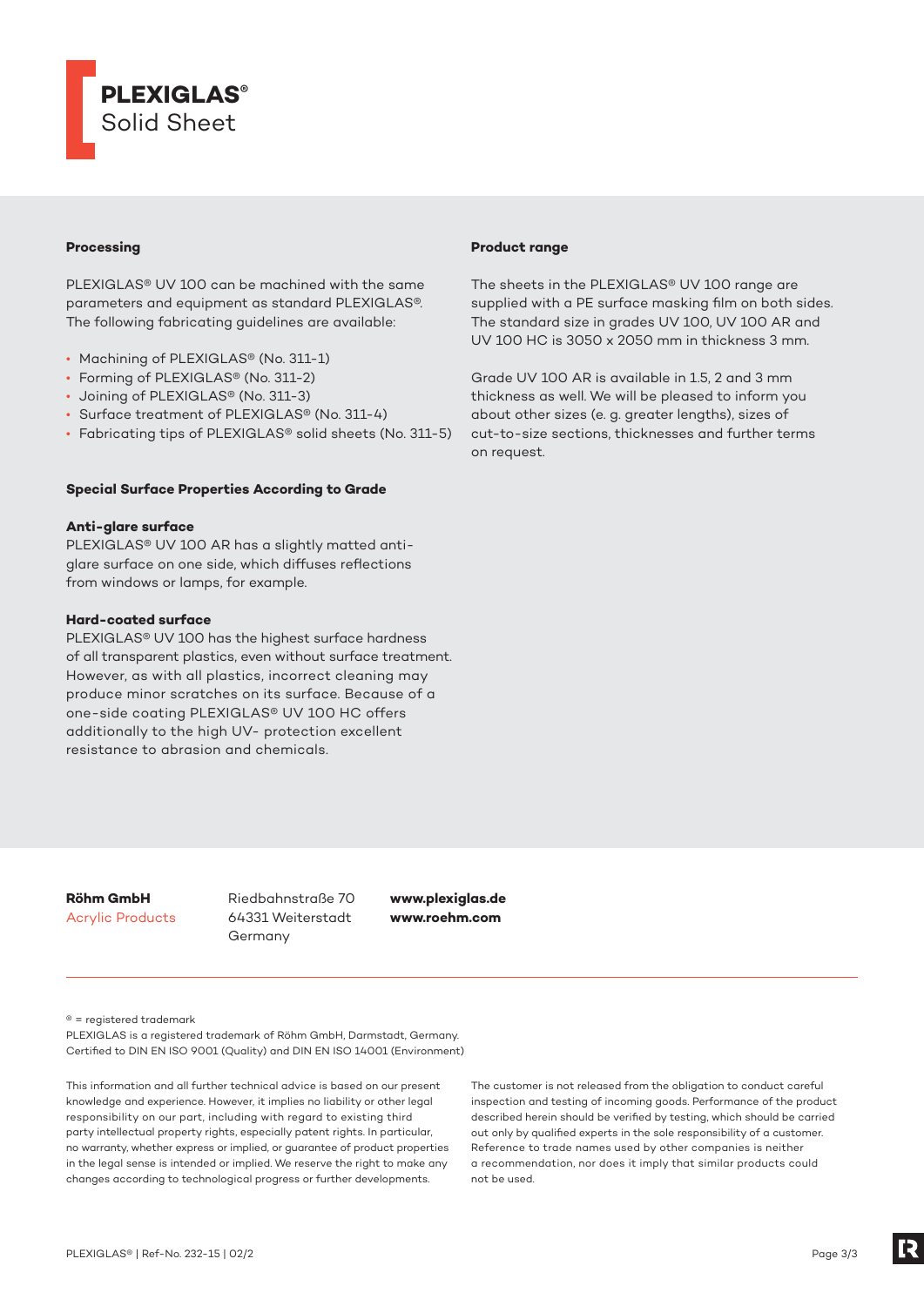# PLEXIGLAS®
Solid Sheet

## Processing

PLEXIGLAS® UV 100 can be machined with the same parameters and equipment as standard PLEXIGLAS®. The following fabricating guidelines are available:

- Machining of PLEXIGLAS® (No. 311-1)
- Forming of PLEXIGLAS® (No. 311-2)
- Joining of PLEXIGLAS® (No. 311-3)
- Surface treatment of PLEXIGLAS® (No. 311-4)
- Fabricating tips of PLEXIGLAS® solid sheets (No. 311-5)

## Special Surface Properties According to Grade

### Anti-glare surface

PLEXIGLAS® UV 100 AR has a slightly matted anti-glare surface on one side, which diffuses reflections from windows or lamps, for example.

### Hard-coated surface

PLEXIGLAS® UV 100 has the highest surface hardness of all transparent plastics, even without surface treatment. However, as with all plastics, incorrect cleaning may produce minor scratches on its surface. Because of a one-side coating PLEXIGLAS® UV 100 HC offers additionally to the high UV- protection excellent resistance to abrasion and chemicals.

## Product range

The sheets in the PLEXIGLAS® UV 100 range are supplied with a PE surface masking film on both sides. The standard size in grades UV 100, UV 100 AR and UV 100 HC is 3050 x 2050 mm in thickness 3 mm.

Grade UV 100 AR is available in 1.5, 2 and 3 mm thickness as well. We will be pleased to inform you about other sizes (e. g. greater lengths), sizes of cut-to-size sections, thicknesses and further terms on request.

**Röhm GmbH**
Acrylic Products

Riedbahnstraße 70
64331 Weiterstadt
Germany

**www.plexiglas.de**
**www.roehm.com**

® = registered trademark
PLEXIGLAS is a registered trademark of Röhm GmbH, Darmstadt, Germany.
Certified to DIN EN ISO 9001 (Quality) and DIN EN ISO 14001 (Environment)

This information and all further technical advice is based on our present knowledge and experience. However, it implies no liability or other legal responsibility on our part, including with regard to existing third party intellectual property rights, especially patent rights. In particular, no warranty, whether express or implied, or guarantee of product properties in the legal sense is intended or implied. We reserve the right to make any changes according to technological progress or further developments.

The customer is not released from the obligation to conduct careful inspection and testing of incoming goods. Performance of the product described herein should be verified by testing, which should be carried out only by qualified experts in the sole responsibility of a customer. Reference to trade names used by other companies is neither a recommendation, nor does it imply that similar products could not be used.

PLEXIGLAS® | Ref-No. 232-15 | 02/2